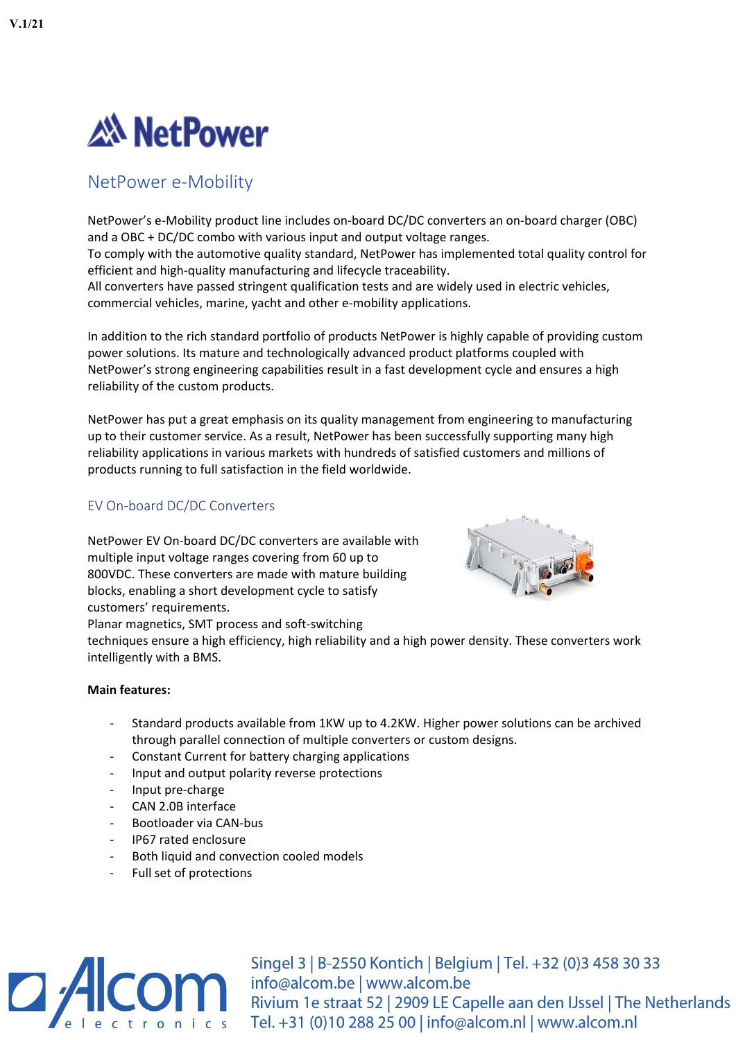V.1/21

# NetPower

## NetPower e-Mobility

NetPower's e-Mobility product line includes on-board DC/DC converters an on-board charger (OBC) and a OBC + DC/DC combo with various input and output voltage ranges.
To comply with the automotive quality standard, NetPower has implemented total quality control for efficient and high-quality manufacturing and lifecycle traceability.
All converters have passed stringent qualification tests and are widely used in electric vehicles, commercial vehicles, marine, yacht and other e-mobility applications.

In addition to the rich standard portfolio of products NetPower is highly capable of providing custom power solutions. Its mature and technologically advanced product platforms coupled with NetPower's strong engineering capabilities result in a fast development cycle and ensures a high reliability of the custom products.

NetPower has put a great emphasis on its quality management from engineering to manufacturing up to their customer service. As a result, NetPower has been successfully supporting many high reliability applications in various markets with hundreds of satisfied customers and millions of products running to full satisfaction in the field worldwide.

### EV On-board DC/DC Converters

NetPower EV On-board DC/DC converters are available with multiple input voltage ranges covering from 60 up to 800VDC. These converters are made with mature building blocks, enabling a short development cycle to satisfy customers' requirements.
Planar magnetics, SMT process and soft-switching techniques ensure a high efficiency, high reliability and a high power density. These converters work intelligently with a BMS.

**Main features:**

- Standard products available from 1KW up to 4.2KW. Higher power solutions can be archived through parallel connection of multiple converters or custom designs.
- Constant Current for battery charging applications
- Input and output polarity reverse protections
- Input pre-charge
- CAN 2.0B interface
- Bootloader via CAN-bus
- IP67 rated enclosure
- Both liquid and convection cooled models
- Full set of protections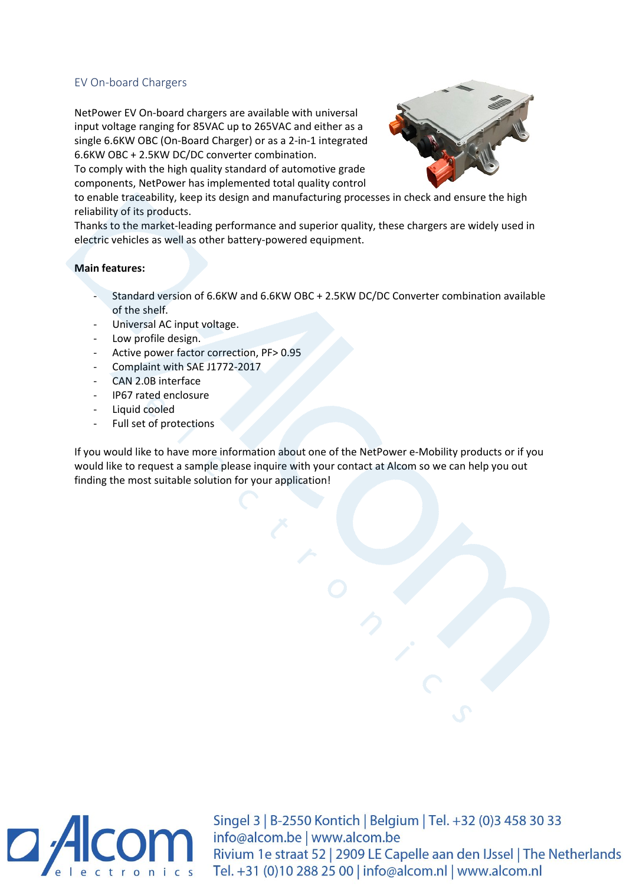## EV On-board Chargers

NetPower EV On-board chargers are available with universal input voltage ranging for 85VAC up to 265VAC and either as a single 6.6KW OBC (On-Board Charger) or as a 2-in-1 integrated 6.6KW OBC + 2.5KW DC/DC converter combination.
To comply with the high quality standard of automotive grade components, NetPower has implemented total quality control to enable traceability, keep its design and manufacturing processes in check and ensure the high reliability of its products.
Thanks to the market-leading performance and superior quality, these chargers are widely used in electric vehicles as well as other battery-powered equipment.

**Main features:**

- Standard version of 6.6KW and 6.6KW OBC + 2.5KW DC/DC Converter combination available of the shelf.
- Universal AC input voltage.
- Low profile design.
- Active power factor correction, PF> 0.95
- Complaint with SAE J1772-2017
- CAN 2.0B interface
- IP67 rated enclosure
- Liquid cooled
- Full set of protections

If you would like to have more information about one of the NetPower e-Mobility products or if you would like to request a sample please inquire with your contact at Alcom so we can help you out finding the most suitable solution for your application!

Singel 3 | B-2550 Kontich | Belgium | Tel. +32 (0)3 458 30 33
info@alcom.be | www.alcom.be
Rivium 1e straat 52 | 2909 LE Capelle aan den IJssel | The Netherlands
Tel. +31 (0)10 288 25 00 | info@alcom.nl | www.alcom.nl